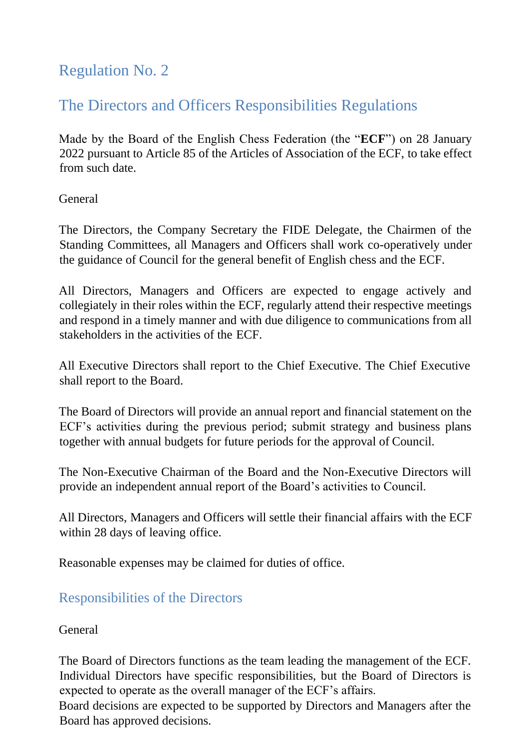# Regulation No. 2

# The Directors and Officers Responsibilities Regulations

Made by the Board of the English Chess Federation (the "**ECF**") on 28 January 2022 pursuant to Article 85 of the Articles of Association of the ECF, to take effect from such date.

General

The Directors, the Company Secretary the FIDE Delegate, the Chairmen of the Standing Committees, all Managers and Officers shall work co-operatively under the guidance of Council for the general benefit of English chess and the ECF.

All Directors, Managers and Officers are expected to engage actively and collegiately in their roles within the ECF, regularly attend their respective meetings and respond in a timely manner and with due diligence to communications from all stakeholders in the activities of the ECF.

All Executive Directors shall report to the Chief Executive. The Chief Executive shall report to the Board.

The Board of Directors will provide an annual report and financial statement on the ECF's activities during the previous period; submit strategy and business plans together with annual budgets for future periods for the approval of Council.

The Non-Executive Chairman of the Board and the Non-Executive Directors will provide an independent annual report of the Board's activities to Council.

All Directors, Managers and Officers will settle their financial affairs with the ECF within 28 days of leaving office.

Reasonable expenses may be claimed for duties of office.

## Responsibilities of the Directors

General

The Board of Directors functions as the team leading the management of the ECF. Individual Directors have specific responsibilities, but the Board of Directors is expected to operate as the overall manager of the ECF's affairs.
Board decisions are expected to be supported by Directors and Managers after the Board has approved decisions.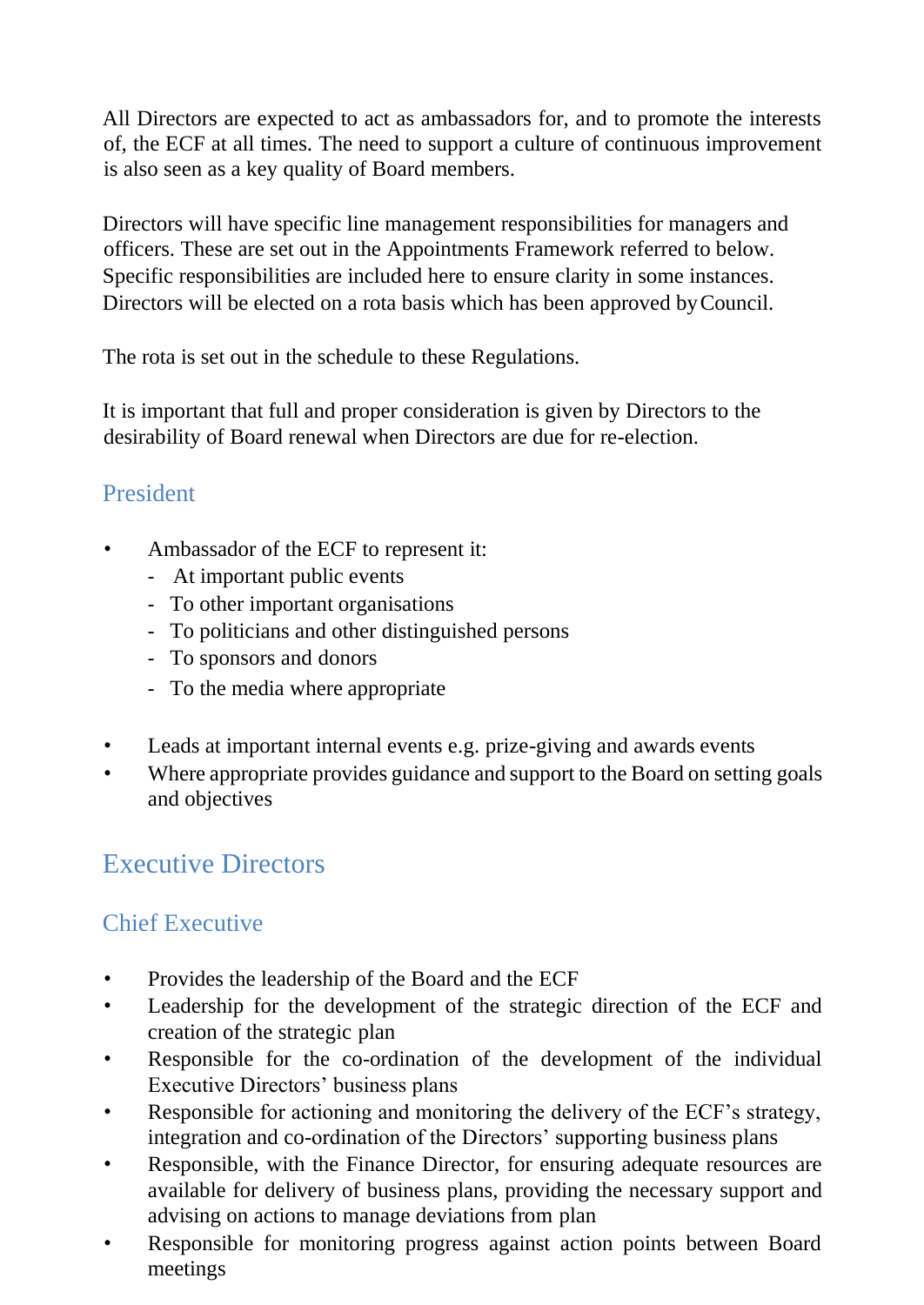All Directors are expected to act as ambassadors for, and to promote the interests of, the ECF at all times. The need to support a culture of continuous improvement is also seen as a key quality of Board members.

Directors will have specific line management responsibilities for managers and officers. These are set out in the Appointments Framework referred to below. Specific responsibilities are included here to ensure clarity in some instances. Directors will be elected on a rota basis which has been approved by Council.

The rota is set out in the schedule to these Regulations.

It is important that full and proper consideration is given by Directors to the desirability of Board renewal when Directors are due for re-election.

### President

- Ambassador of the ECF to represent it:
  - At important public events
  - To other important organisations
  - To politicians and other distinguished persons
  - To sponsors and donors
  - To the media where appropriate

- Leads at important internal events e.g. prize-giving and awards events
- Where appropriate provides guidance and support to the Board on setting goals and objectives

## Executive Directors

### Chief Executive

- Provides the leadership of the Board and the ECF
- Leadership for the development of the strategic direction of the ECF and creation of the strategic plan
- Responsible for the co-ordination of the development of the individual Executive Directors' business plans
- Responsible for actioning and monitoring the delivery of the ECF's strategy, integration and co-ordination of the Directors' supporting business plans
- Responsible, with the Finance Director, for ensuring adequate resources are available for delivery of business plans, providing the necessary support and advising on actions to manage deviations from plan
- Responsible for monitoring progress against action points between Board meetings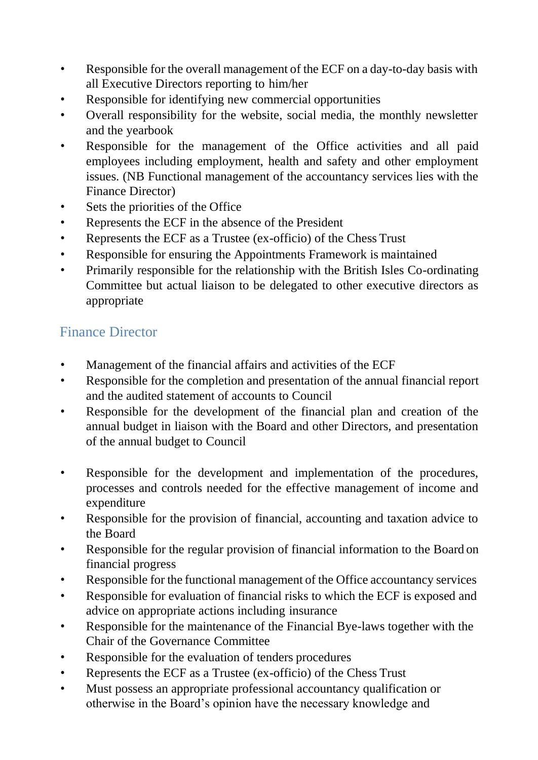- Responsible for the overall management of the ECF on a day-to-day basis with all Executive Directors reporting to him/her
- Responsible for identifying new commercial opportunities
- Overall responsibility for the website, social media, the monthly newsletter and the yearbook
- Responsible for the management of the Office activities and all paid employees including employment, health and safety and other employment issues. (NB Functional management of the accountancy services lies with the Finance Director)
- Sets the priorities of the Office
- Represents the ECF in the absence of the President
- Represents the ECF as a Trustee (ex-officio) of the Chess Trust
- Responsible for ensuring the Appointments Framework is maintained
- Primarily responsible for the relationship with the British Isles Co-ordinating Committee but actual liaison to be delegated to other executive directors as appropriate

## Finance Director

- Management of the financial affairs and activities of the ECF
- Responsible for the completion and presentation of the annual financial report and the audited statement of accounts to Council
- Responsible for the development of the financial plan and creation of the annual budget in liaison with the Board and other Directors, and presentation of the annual budget to Council
- Responsible for the development and implementation of the procedures, processes and controls needed for the effective management of income and expenditure
- Responsible for the provision of financial, accounting and taxation advice to the Board
- Responsible for the regular provision of financial information to the Board on financial progress
- Responsible for the functional management of the Office accountancy services
- Responsible for evaluation of financial risks to which the ECF is exposed and advice on appropriate actions including insurance
- Responsible for the maintenance of the Financial Bye-laws together with the Chair of the Governance Committee
- Responsible for the evaluation of tenders procedures
- Represents the ECF as a Trustee (ex-officio) of the Chess Trust
- Must possess an appropriate professional accountancy qualification or otherwise in the Board's opinion have the necessary knowledge and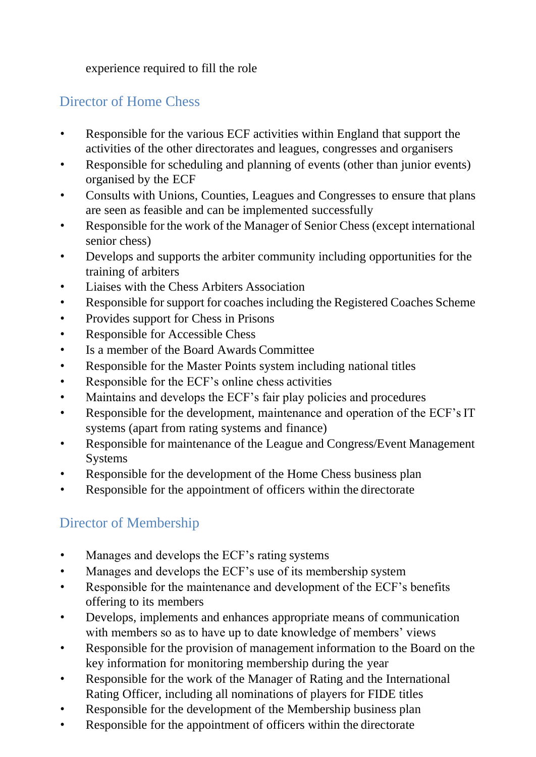experience required to fill the role

## Director of Home Chess

- Responsible for the various ECF activities within England that support the activities of the other directorates and leagues, congresses and organisers
- Responsible for scheduling and planning of events (other than junior events) organised by the ECF
- Consults with Unions, Counties, Leagues and Congresses to ensure that plans are seen as feasible and can be implemented successfully
- Responsible for the work of the Manager of Senior Chess (except international senior chess)
- Develops and supports the arbiter community including opportunities for the training of arbiters
- Liaises with the Chess Arbiters Association
- Responsible for support for coaches including the Registered Coaches Scheme
- Provides support for Chess in Prisons
- Responsible for Accessible Chess
- Is a member of the Board Awards Committee
- Responsible for the Master Points system including national titles
- Responsible for the ECF's online chess activities
- Maintains and develops the ECF's fair play policies and procedures
- Responsible for the development, maintenance and operation of the ECF's IT systems (apart from rating systems and finance)
- Responsible for maintenance of the League and Congress/Event Management Systems
- Responsible for the development of the Home Chess business plan
- Responsible for the appointment of officers within the directorate

## Director of Membership

- Manages and develops the ECF's rating systems
- Manages and develops the ECF's use of its membership system
- Responsible for the maintenance and development of the ECF's benefits offering to its members
- Develops, implements and enhances appropriate means of communication with members so as to have up to date knowledge of members' views
- Responsible for the provision of management information to the Board on the key information for monitoring membership during the year
- Responsible for the work of the Manager of Rating and the International Rating Officer, including all nominations of players for FIDE titles
- Responsible for the development of the Membership business plan
- Responsible for the appointment of officers within the directorate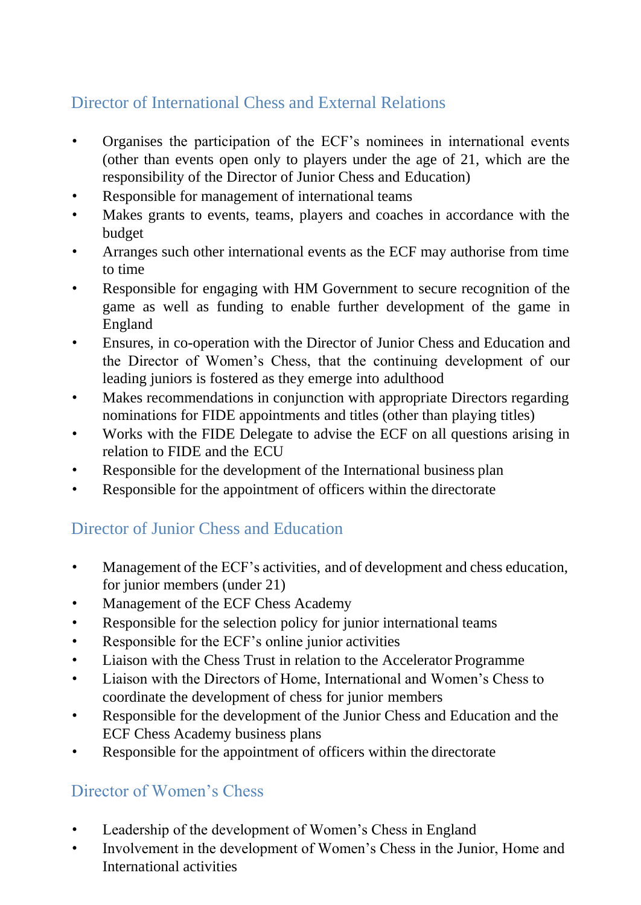## Director of International Chess and External Relations

- Organises the participation of the ECF's nominees in international events (other than events open only to players under the age of 21, which are the responsibility of the Director of Junior Chess and Education)
- Responsible for management of international teams
- Makes grants to events, teams, players and coaches in accordance with the budget
- Arranges such other international events as the ECF may authorise from time to time
- Responsible for engaging with HM Government to secure recognition of the game as well as funding to enable further development of the game in England
- Ensures, in co-operation with the Director of Junior Chess and Education and the Director of Women's Chess, that the continuing development of our leading juniors is fostered as they emerge into adulthood
- Makes recommendations in conjunction with appropriate Directors regarding nominations for FIDE appointments and titles (other than playing titles)
- Works with the FIDE Delegate to advise the ECF on all questions arising in relation to FIDE and the ECU
- Responsible for the development of the International business plan
- Responsible for the appointment of officers within the directorate

## Director of Junior Chess and Education

- Management of the ECF's activities, and of development and chess education, for junior members (under 21)
- Management of the ECF Chess Academy
- Responsible for the selection policy for junior international teams
- Responsible for the ECF's online junior activities
- Liaison with the Chess Trust in relation to the Accelerator Programme
- Liaison with the Directors of Home, International and Women's Chess to coordinate the development of chess for junior members
- Responsible for the development of the Junior Chess and Education and the ECF Chess Academy business plans
- Responsible for the appointment of officers within the directorate

## Director of Women's Chess

- Leadership of the development of Women's Chess in England
- Involvement in the development of Women's Chess in the Junior, Home and International activities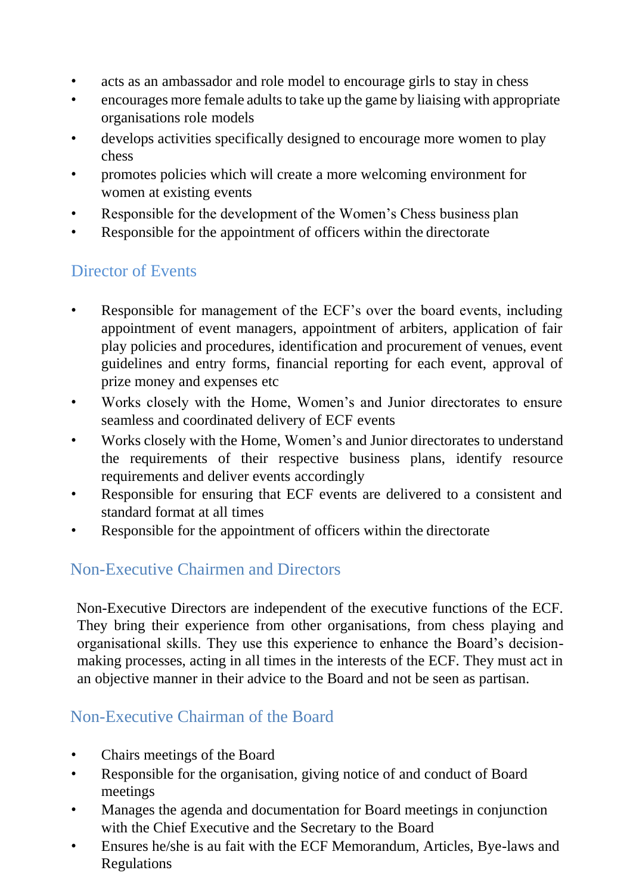- acts as an ambassador and role model to encourage girls to stay in chess
- encourages more female adults to take up the game by liaising with appropriate organisations role models
- develops activities specifically designed to encourage more women to play chess
- promotes policies which will create a more welcoming environment for women at existing events
- Responsible for the development of the Women's Chess business plan
- Responsible for the appointment of officers within the directorate

## Director of Events

- Responsible for management of the ECF's over the board events, including appointment of event managers, appointment of arbiters, application of fair play policies and procedures, identification and procurement of venues, event guidelines and entry forms, financial reporting for each event, approval of prize money and expenses etc
- Works closely with the Home, Women's and Junior directorates to ensure seamless and coordinated delivery of ECF events
- Works closely with the Home, Women's and Junior directorates to understand the requirements of their respective business plans, identify resource requirements and deliver events accordingly
- Responsible for ensuring that ECF events are delivered to a consistent and standard format at all times
- Responsible for the appointment of officers within the directorate

## Non-Executive Chairmen and Directors

Non-Executive Directors are independent of the executive functions of the ECF. They bring their experience from other organisations, from chess playing and organisational skills. They use this experience to enhance the Board's decision-making processes, acting in all times in the interests of the ECF. They must act in an objective manner in their advice to the Board and not be seen as partisan.

## Non-Executive Chairman of the Board

- Chairs meetings of the Board
- Responsible for the organisation, giving notice of and conduct of Board meetings
- Manages the agenda and documentation for Board meetings in conjunction with the Chief Executive and the Secretary to the Board
- Ensures he/she is au fait with the ECF Memorandum, Articles, Bye-laws and Regulations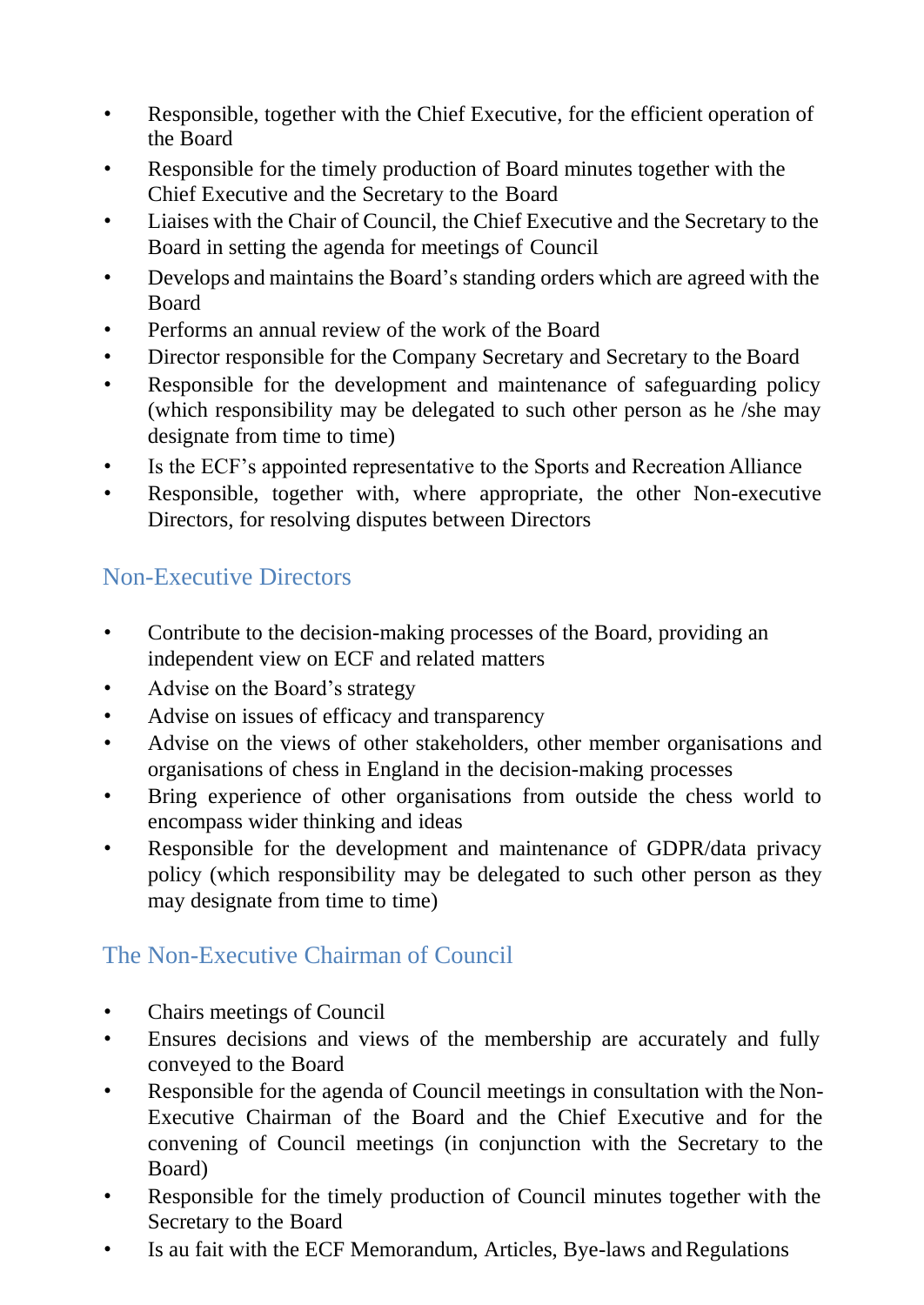- Responsible, together with the Chief Executive, for the efficient operation of the Board
- Responsible for the timely production of Board minutes together with the Chief Executive and the Secretary to the Board
- Liaises with the Chair of Council, the Chief Executive and the Secretary to the Board in setting the agenda for meetings of Council
- Develops and maintains the Board's standing orders which are agreed with the Board
- Performs an annual review of the work of the Board
- Director responsible for the Company Secretary and Secretary to the Board
- Responsible for the development and maintenance of safeguarding policy (which responsibility may be delegated to such other person as he /she may designate from time to time)
- Is the ECF's appointed representative to the Sports and Recreation Alliance
- Responsible, together with, where appropriate, the other Non-executive Directors, for resolving disputes between Directors

## Non-Executive Directors

- Contribute to the decision-making processes of the Board, providing an independent view on ECF and related matters
- Advise on the Board's strategy
- Advise on issues of efficacy and transparency
- Advise on the views of other stakeholders, other member organisations and organisations of chess in England in the decision-making processes
- Bring experience of other organisations from outside the chess world to encompass wider thinking and ideas
- Responsible for the development and maintenance of GDPR/data privacy policy (which responsibility may be delegated to such other person as they may designate from time to time)

## The Non-Executive Chairman of Council

- Chairs meetings of Council
- Ensures decisions and views of the membership are accurately and fully conveyed to the Board
- Responsible for the agenda of Council meetings in consultation with the Non-Executive Chairman of the Board and the Chief Executive and for the convening of Council meetings (in conjunction with the Secretary to the Board)
- Responsible for the timely production of Council minutes together with the Secretary to the Board
- Is au fait with the ECF Memorandum, Articles, Bye-laws and Regulations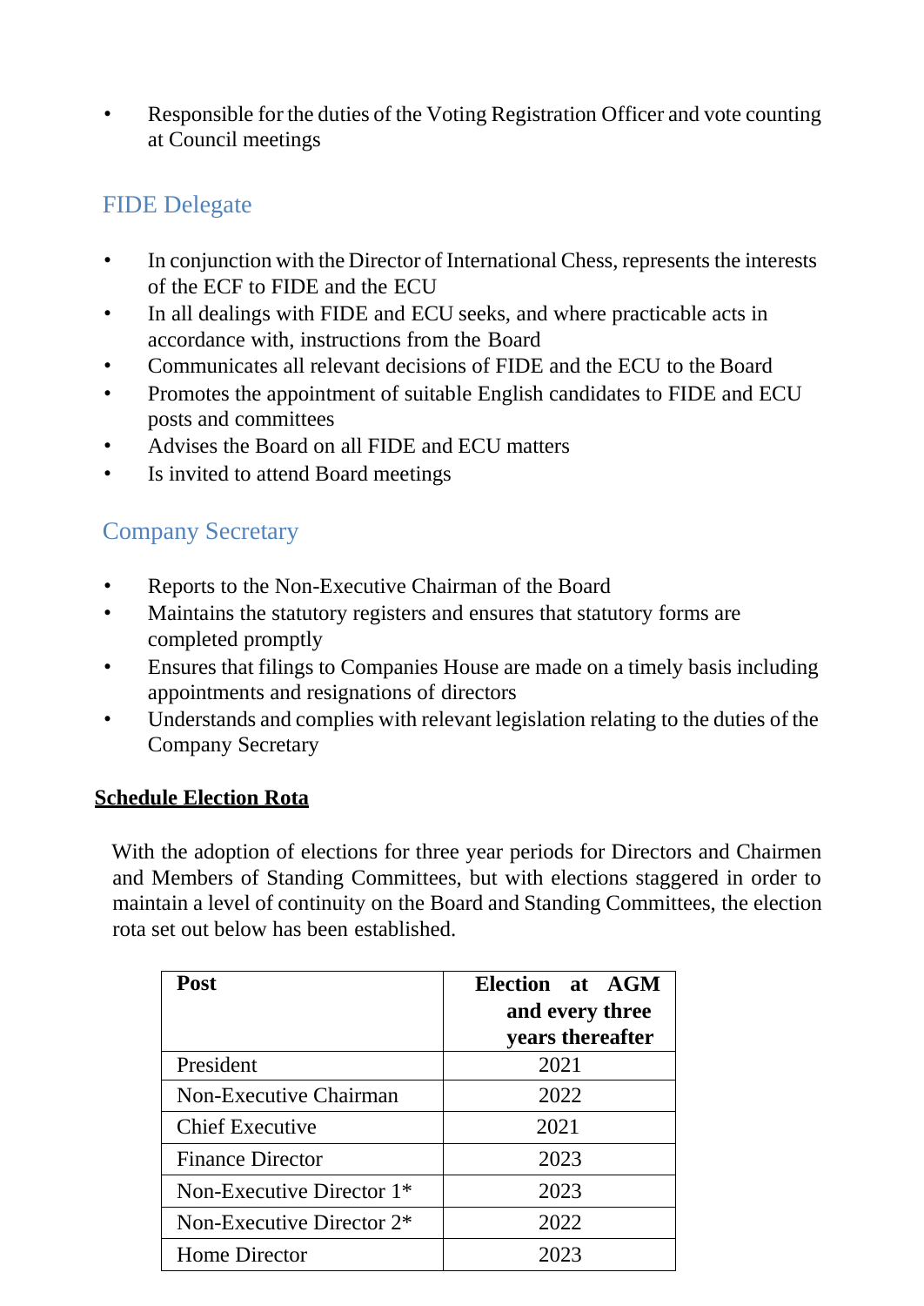- Responsible for the duties of the Voting Registration Officer and vote counting at Council meetings

## FIDE Delegate

- In conjunction with the Director of International Chess, represents the interests of the ECF to FIDE and the ECU
- In all dealings with FIDE and ECU seeks, and where practicable acts in accordance with, instructions from the Board
- Communicates all relevant decisions of FIDE and the ECU to the Board
- Promotes the appointment of suitable English candidates to FIDE and ECU posts and committees
- Advises the Board on all FIDE and ECU matters
- Is invited to attend Board meetings

## Company Secretary

- Reports to the Non-Executive Chairman of the Board
- Maintains the statutory registers and ensures that statutory forms are completed promptly
- Ensures that filings to Companies House are made on a timely basis including appointments and resignations of directors
- Understands and complies with relevant legislation relating to the duties of the Company Secretary

**Schedule Election Rota**

With the adoption of elections for three year periods for Directors and Chairmen and Members of Standing Committees, but with elections staggered in order to maintain a level of continuity on the Board and Standing Committees, the election rota set out below has been established.

| Post | Election at AGM and every three years thereafter |
|---|---|
| President | 2021 |
| Non-Executive Chairman | 2022 |
| Chief Executive | 2021 |
| Finance Director | 2023 |
| Non-Executive Director 1* | 2023 |
| Non-Executive Director 2* | 2022 |
| Home Director | 2023 |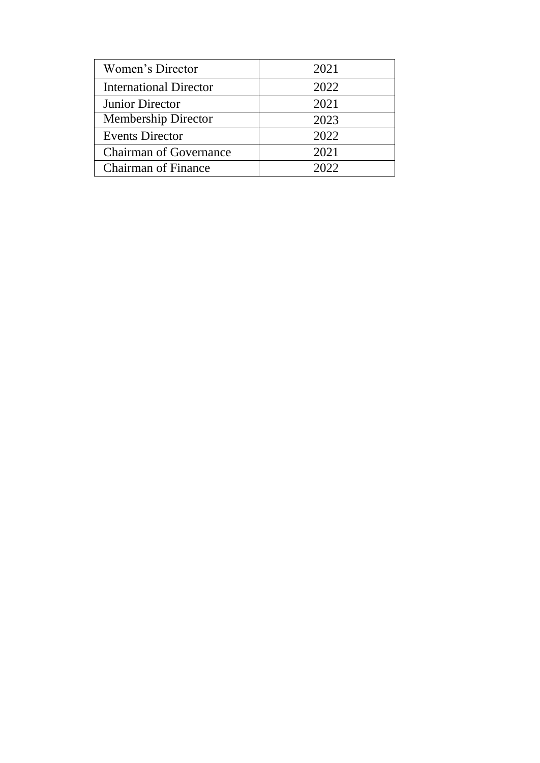| Women’s Director | 2021 |
| --- | --- |
| International Director | 2022 |
| Junior Director | 2021 |
| Membership Director | 2023 |
| Events Director | 2022 |
| Chairman of Governance | 2021 |
| Chairman of Finance | 2022 |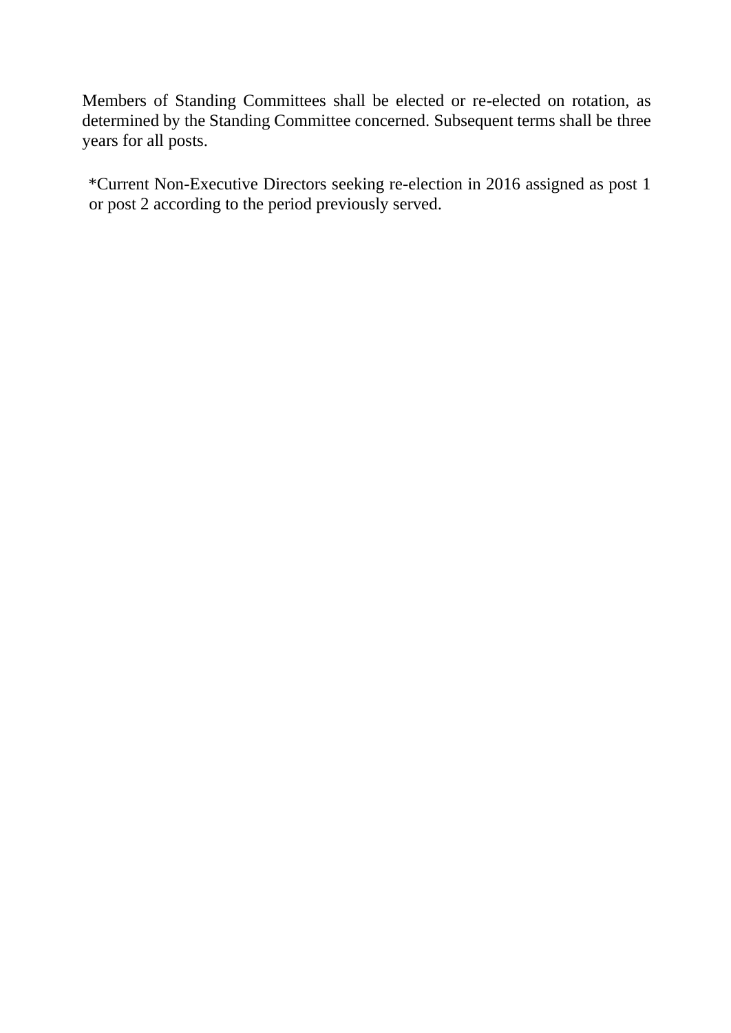Members of Standing Committees shall be elected or re-elected on rotation, as determined by the Standing Committee concerned. Subsequent terms shall be three years for all posts.

*Current Non-Executive Directors seeking re-election in 2016 assigned as post 1 or post 2 according to the period previously served.